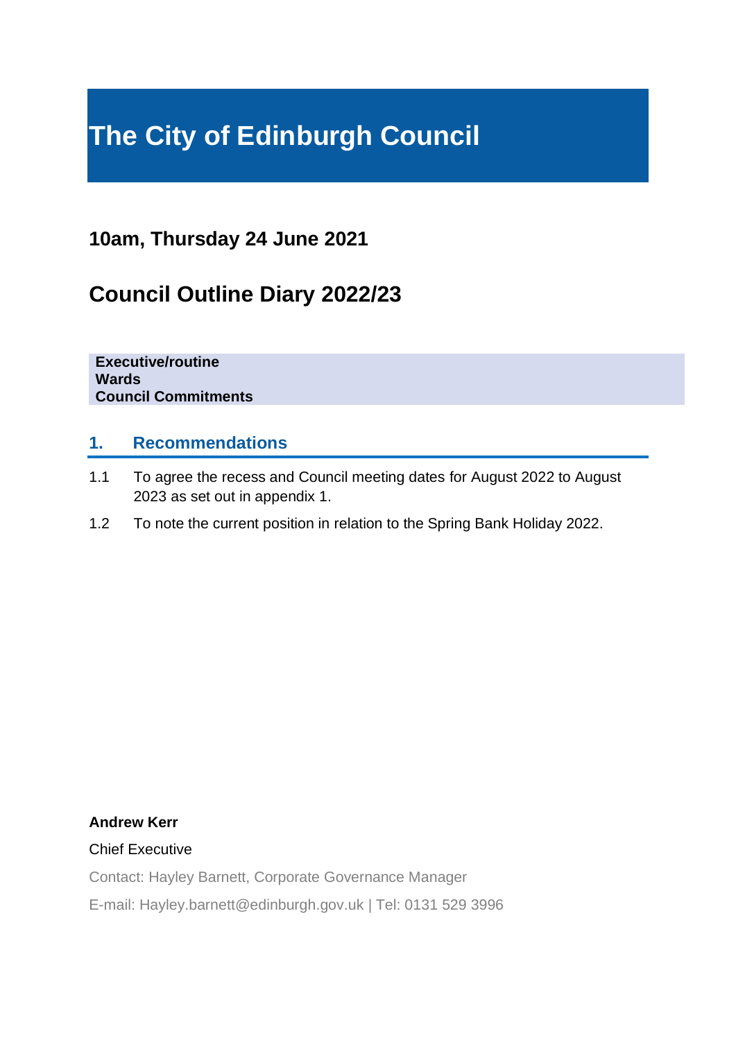# The City of Edinburgh Council

## 10am, Thursday 24 June 2021

## Council Outline Diary 2022/23

**Executive/routine**
**Wards**
**Council Commitments**

### 1. Recommendations

1.1 To agree the recess and Council meeting dates for August 2022 to August 2023 as set out in appendix 1.

1.2 To note the current position in relation to the Spring Bank Holiday 2022.

**Andrew Kerr**

Chief Executive

Contact: Hayley Barnett, Corporate Governance Manager

E-mail: Hayley.barnett@edinburgh.gov.uk | Tel: 0131 529 3996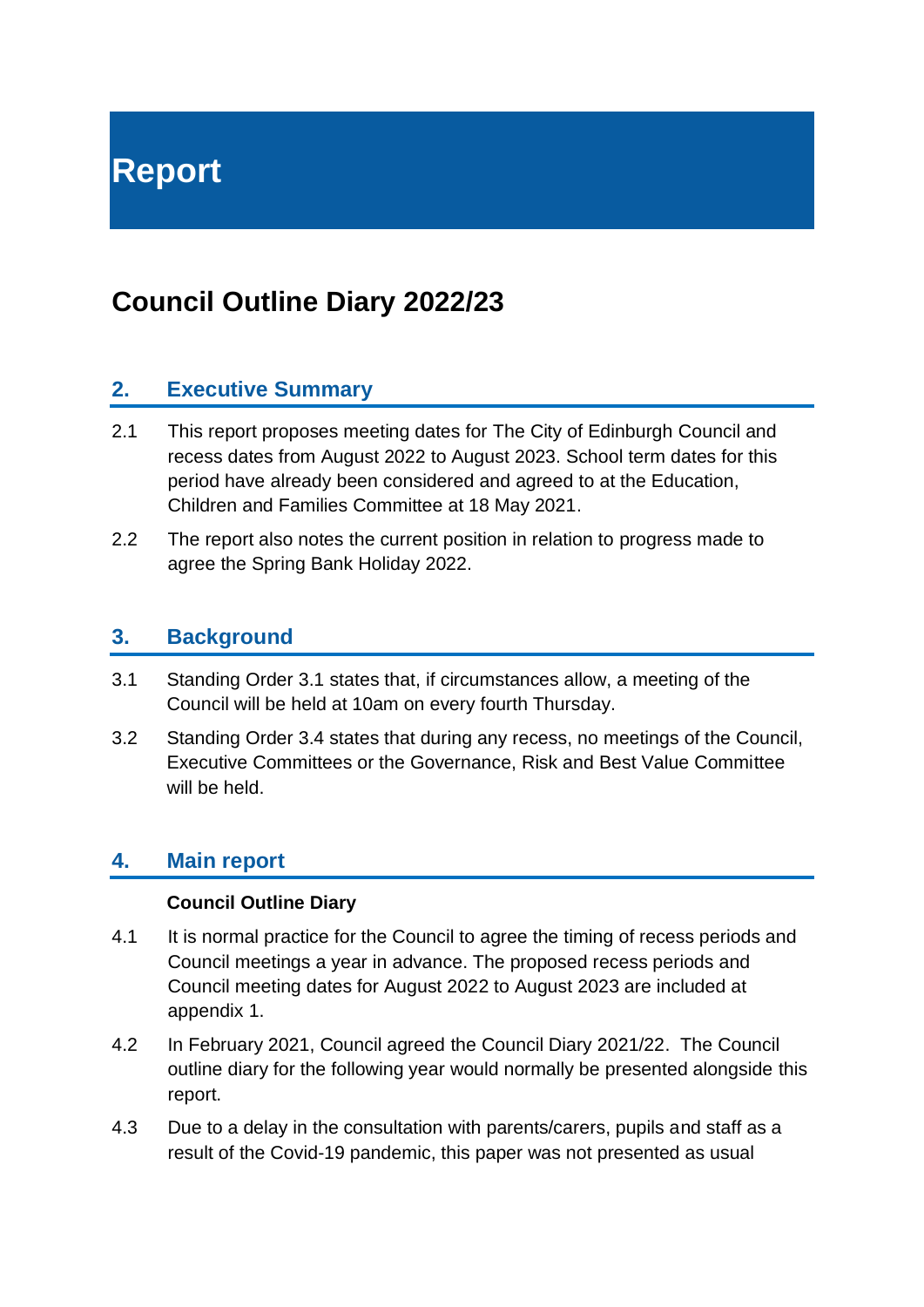# Report

## Council Outline Diary 2022/23

### 2. Executive Summary

2.1 This report proposes meeting dates for The City of Edinburgh Council and recess dates from August 2022 to August 2023. School term dates for this period have already been considered and agreed to at the Education, Children and Families Committee at 18 May 2021.

2.2 The report also notes the current position in relation to progress made to agree the Spring Bank Holiday 2022.

### 3. Background

3.1 Standing Order 3.1 states that, if circumstances allow, a meeting of the Council will be held at 10am on every fourth Thursday.

3.2 Standing Order 3.4 states that during any recess, no meetings of the Council, Executive Committees or the Governance, Risk and Best Value Committee will be held.

### 4. Main report

**Council Outline Diary**

4.1 It is normal practice for the Council to agree the timing of recess periods and Council meetings a year in advance. The proposed recess periods and Council meeting dates for August 2022 to August 2023 are included at appendix 1.

4.2 In February 2021, Council agreed the Council Diary 2021/22. The Council outline diary for the following year would normally be presented alongside this report.

4.3 Due to a delay in the consultation with parents/carers, pupils and staff as a result of the Covid-19 pandemic, this paper was not presented as usual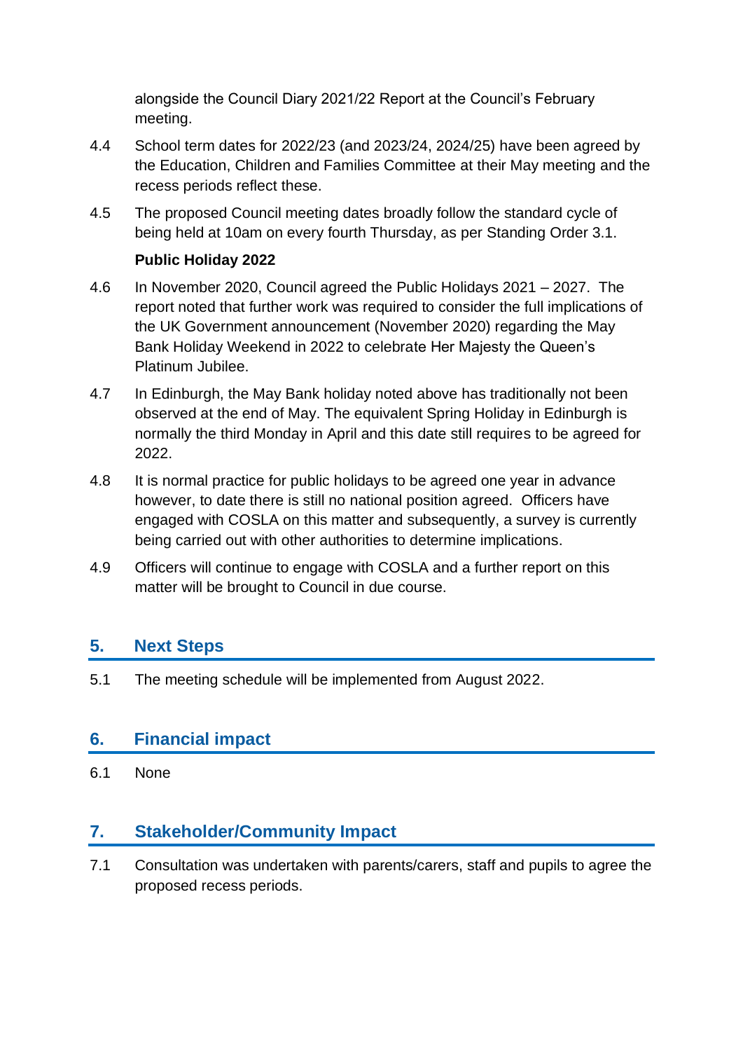alongside the Council Diary 2021/22 Report at the Council's February meeting.

4.4 School term dates for 2022/23 (and 2023/24, 2024/25) have been agreed by the Education, Children and Families Committee at their May meeting and the recess periods reflect these.

4.5 The proposed Council meeting dates broadly follow the standard cycle of being held at 10am on every fourth Thursday, as per Standing Order 3.1.

**Public Holiday 2022**

4.6 In November 2020, Council agreed the Public Holidays 2021 – 2027. The report noted that further work was required to consider the full implications of the UK Government announcement (November 2020) regarding the May Bank Holiday Weekend in 2022 to celebrate Her Majesty the Queen's Platinum Jubilee.

4.7 In Edinburgh, the May Bank holiday noted above has traditionally not been observed at the end of May. The equivalent Spring Holiday in Edinburgh is normally the third Monday in April and this date still requires to be agreed for 2022.

4.8 It is normal practice for public holidays to be agreed one year in advance however, to date there is still no national position agreed. Officers have engaged with COSLA on this matter and subsequently, a survey is currently being carried out with other authorities to determine implications.

4.9 Officers will continue to engage with COSLA and a further report on this matter will be brought to Council in due course.

## 5. Next Steps

5.1 The meeting schedule will be implemented from August 2022.

## 6. Financial impact

6.1 None

## 7. Stakeholder/Community Impact

7.1 Consultation was undertaken with parents/carers, staff and pupils to agree the proposed recess periods.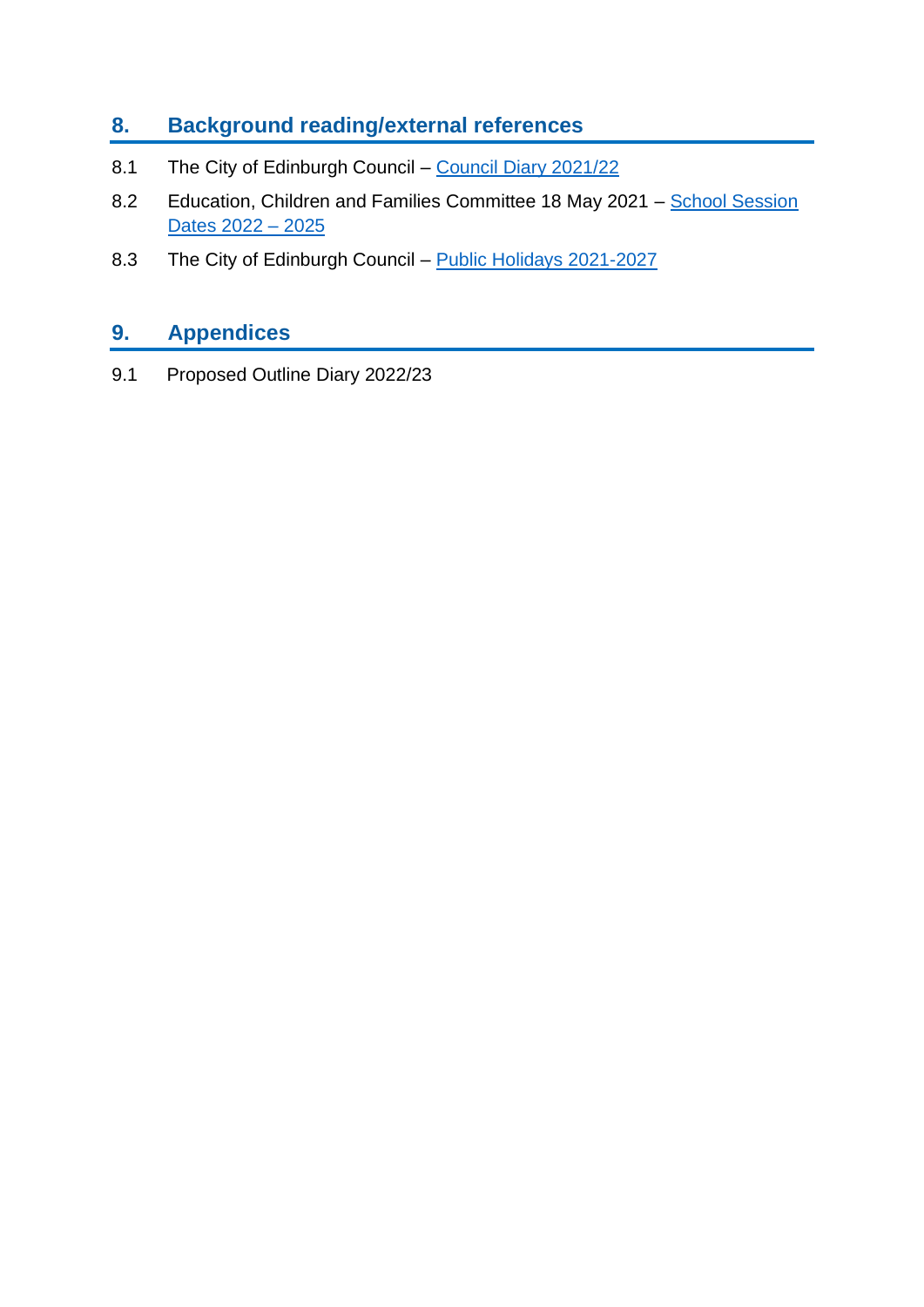## 8. Background reading/external references

8.1 The City of Edinburgh Council – Council Diary 2021/22

8.2 Education, Children and Families Committee 18 May 2021 – School Session Dates 2022 – 2025

8.3 The City of Edinburgh Council – Public Holidays 2021-2027

## 9. Appendices

9.1 Proposed Outline Diary 2022/23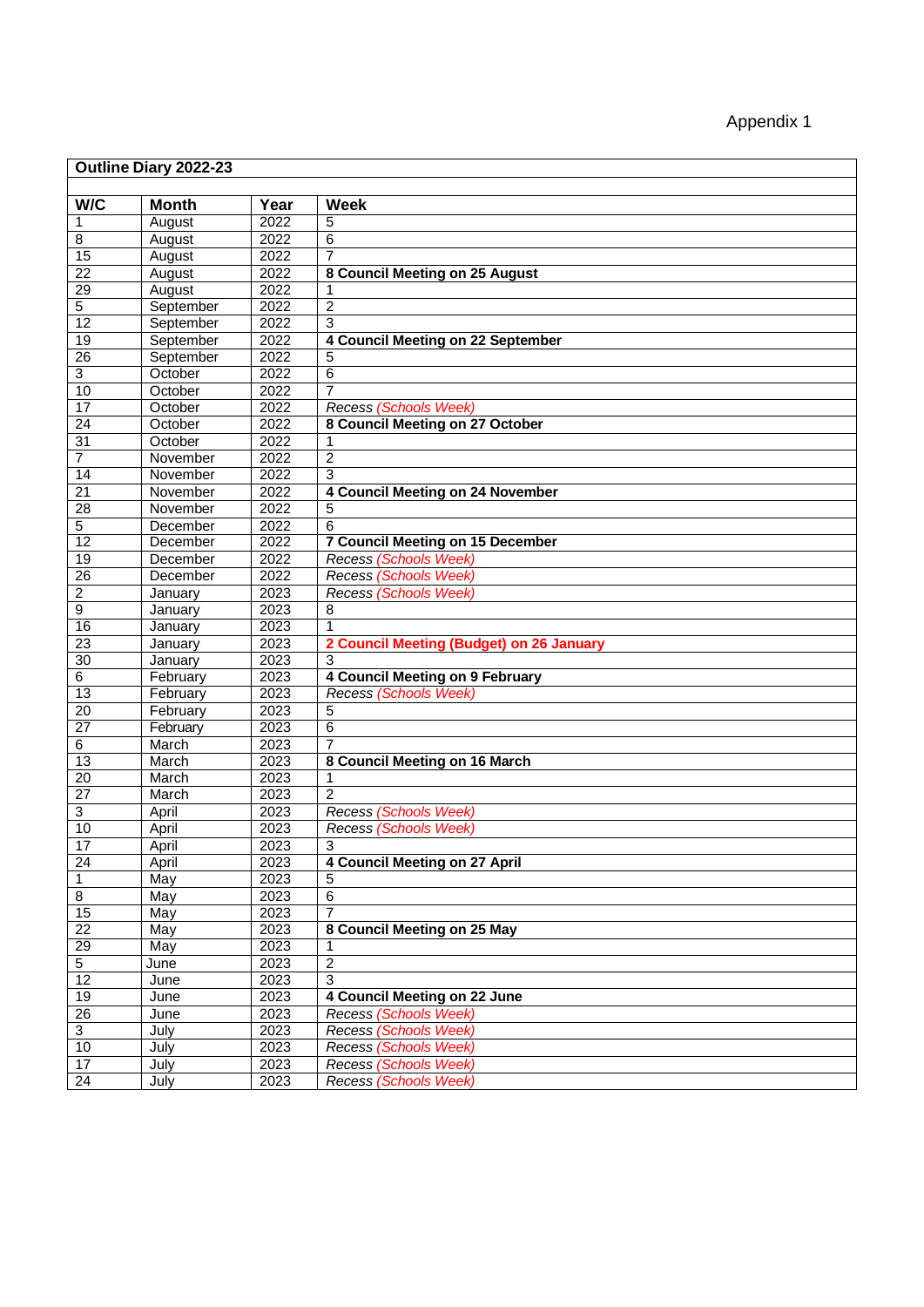Appendix 1

| Outline Diary 2022-23 | | | |
|---|---|---|---|
| | | | |
| **W/C** | **Month** | **Year** | **Week** |
| 1 | August | 2022 | 5 |
| 8 | August | 2022 | 6 |
| 15 | August | 2022 | 7 |
| 22 | August | 2022 | **8 Council Meeting on 25 August** |
| 29 | August | 2022 | 1 |
| 5 | September | 2022 | 2 |
| 12 | September | 2022 | 3 |
| 19 | September | 2022 | **4 Council Meeting on 22 September** |
| 26 | September | 2022 | 5 |
| 3 | October | 2022 | 6 |
| 10 | October | 2022 | 7 |
| 17 | October | 2022 | *Recess (Schools Week)* |
| 24 | October | 2022 | **8 Council Meeting on 27 October** |
| 31 | October | 2022 | 1 |
| 7 | November | 2022 | 2 |
| 14 | November | 2022 | 3 |
| 21 | November | 2022 | **4 Council Meeting on 24 November** |
| 28 | November | 2022 | 5 |
| 5 | December | 2022 | 6 |
| 12 | December | 2022 | **7 Council Meeting on 15 December** |
| 19 | December | 2022 | *Recess (Schools Week)* |
| 26 | December | 2022 | *Recess (Schools Week)* |
| 2 | January | 2023 | *Recess (Schools Week)* |
| 9 | January | 2023 | 8 |
| 16 | January | 2023 | 1 |
| 23 | January | 2023 | **2 Council Meeting (Budget) on 26 January** |
| 30 | January | 2023 | 3 |
| 6 | February | 2023 | **4 Council Meeting on 9 February** |
| 13 | February | 2023 | *Recess (Schools Week)* |
| 20 | February | 2023 | 5 |
| 27 | February | 2023 | 6 |
| 6 | March | 2023 | 7 |
| 13 | March | 2023 | **8 Council Meeting on 16 March** |
| 20 | March | 2023 | 1 |
| 27 | March | 2023 | 2 |
| 3 | April | 2023 | *Recess (Schools Week)* |
| 10 | April | 2023 | *Recess (Schools Week)* |
| 17 | April | 2023 | 3 |
| 24 | April | 2023 | **4 Council Meeting on 27 April** |
| 1 | May | 2023 | 5 |
| 8 | May | 2023 | 6 |
| 15 | May | 2023 | 7 |
| 22 | May | 2023 | **8 Council Meeting on 25 May** |
| 29 | May | 2023 | 1 |
| 5 | June | 2023 | 2 |
| 12 | June | 2023 | 3 |
| 19 | June | 2023 | **4 Council Meeting on 22 June** |
| 26 | June | 2023 | *Recess (Schools Week)* |
| 3 | July | 2023 | *Recess (Schools Week)* |
| 10 | July | 2023 | *Recess (Schools Week)* |
| 17 | July | 2023 | *Recess (Schools Week)* |
| 24 | July | 2023 | *Recess (Schools Week)* |